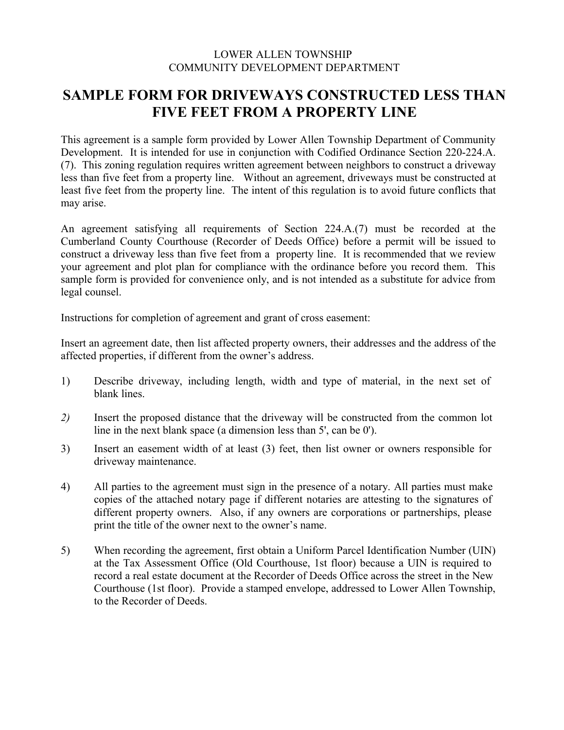LOWER ALLEN TOWNSHIP
COMMUNITY DEVELOPMENT DEPARTMENT

# SAMPLE FORM FOR DRIVEWAYS CONSTRUCTED LESS THAN FIVE FEET FROM A PROPERTY LINE

This agreement is a sample form provided by Lower Allen Township Department of Community Development. It is intended for use in conjunction with Codified Ordinance Section 220-224.A.(7). This zoning regulation requires written agreement between neighbors to construct a driveway less than five feet from a property line. Without an agreement, driveways must be constructed at least five feet from the property line. The intent of this regulation is to avoid future conflicts that may arise.

An agreement satisfying all requirements of Section 224.A.(7) must be recorded at the Cumberland County Courthouse (Recorder of Deeds Office) before a permit will be issued to construct a driveway less than five feet from a property line. It is recommended that we review your agreement and plot plan for compliance with the ordinance before you record them. This sample form is provided for convenience only, and is not intended as a substitute for advice from legal counsel.

Instructions for completion of agreement and grant of cross easement:

Insert an agreement date, then list affected property owners, their addresses and the address of the affected properties, if different from the owner's address.

1) Describe driveway, including length, width and type of material, in the next set of blank lines.

*2)* Insert the proposed distance that the driveway will be constructed from the common lot line in the next blank space (a dimension less than 5', can be 0').

3) Insert an easement width of at least (3) feet, then list owner or owners responsible for driveway maintenance.

4) All parties to the agreement must sign in the presence of a notary. All parties must make copies of the attached notary page if different notaries are attesting to the signatures of different property owners. Also, if any owners are corporations or partnerships, please print the title of the owner next to the owner's name.

5) When recording the agreement, first obtain a Uniform Parcel Identification Number (UIN) at the Tax Assessment Office (Old Courthouse, 1st floor) because a UIN is required to record a real estate document at the Recorder of Deeds Office across the street in the New Courthouse (1st floor). Provide a stamped envelope, addressed to Lower Allen Township, to the Recorder of Deeds.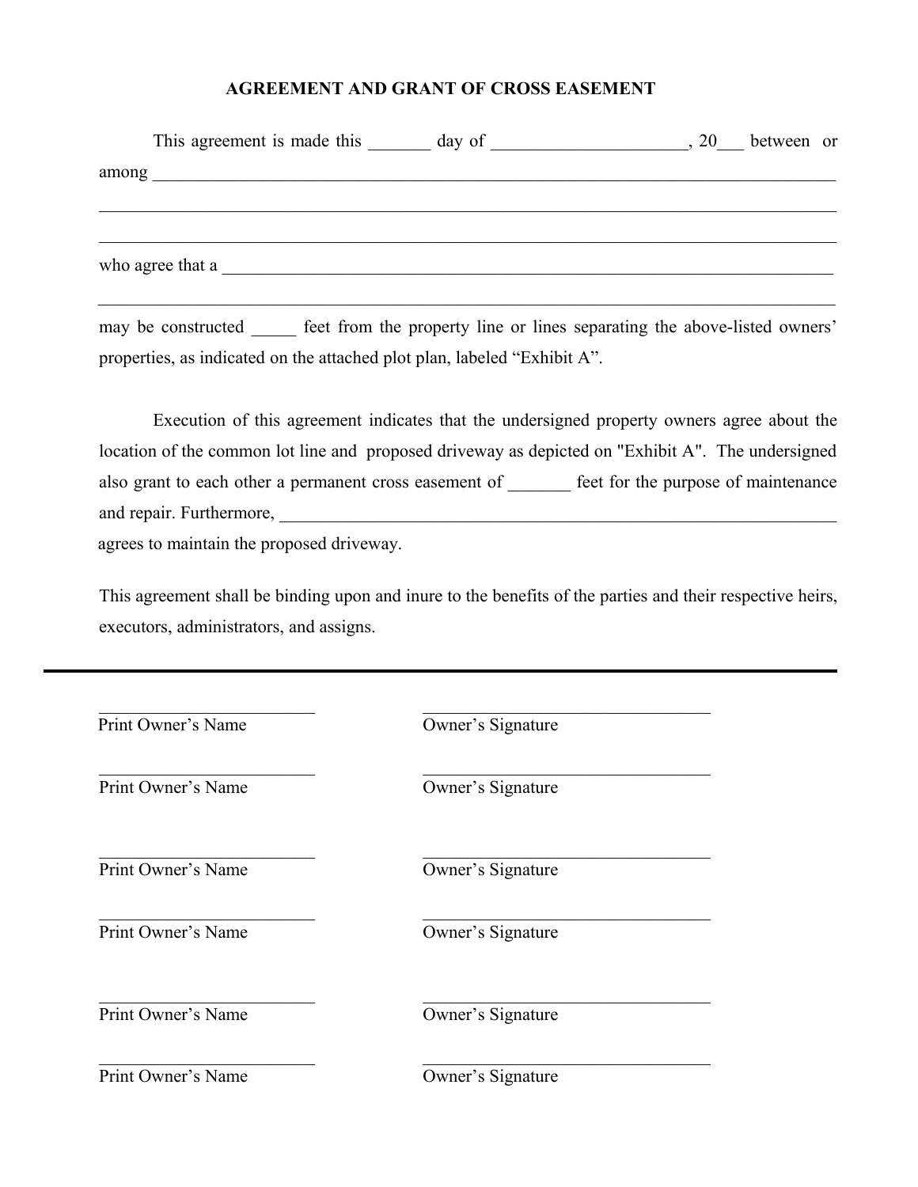# AGREEMENT AND GRANT OF CROSS EASEMENT

This agreement is made this _______ day of _____________________, 20___ between or among ______________________________________________________________________________

______________________________________________________________________________________

______________________________________________________________________________________

who agree that a ___________________________________________________________________

______________________________________________________________________________________

may be constructed _____ feet from the property line or lines separating the above-listed owners' properties, as indicated on the attached plot plan, labeled "Exhibit A".

Execution of this agreement indicates that the undersigned property owners agree about the location of the common lot line and proposed driveway as depicted on "Exhibit A". The undersigned also grant to each other a permanent cross easement of _______ feet for the purpose of maintenance and repair. Furthermore, _______________________________________________________________ agrees to maintain the proposed driveway.

This agreement shall be binding upon and inure to the benefits of the parties and their respective heirs, executors, administrators, and assigns.

---

________________________ ________________________________
Print Owner's Name Owner's Signature

________________________ ________________________________
Print Owner's Name Owner's Signature

________________________ ________________________________
Print Owner's Name Owner's Signature

________________________ ________________________________
Print Owner's Name Owner's Signature

________________________ ________________________________
Print Owner's Name Owner's Signature

________________________ ________________________________
Print Owner's Name Owner's Signature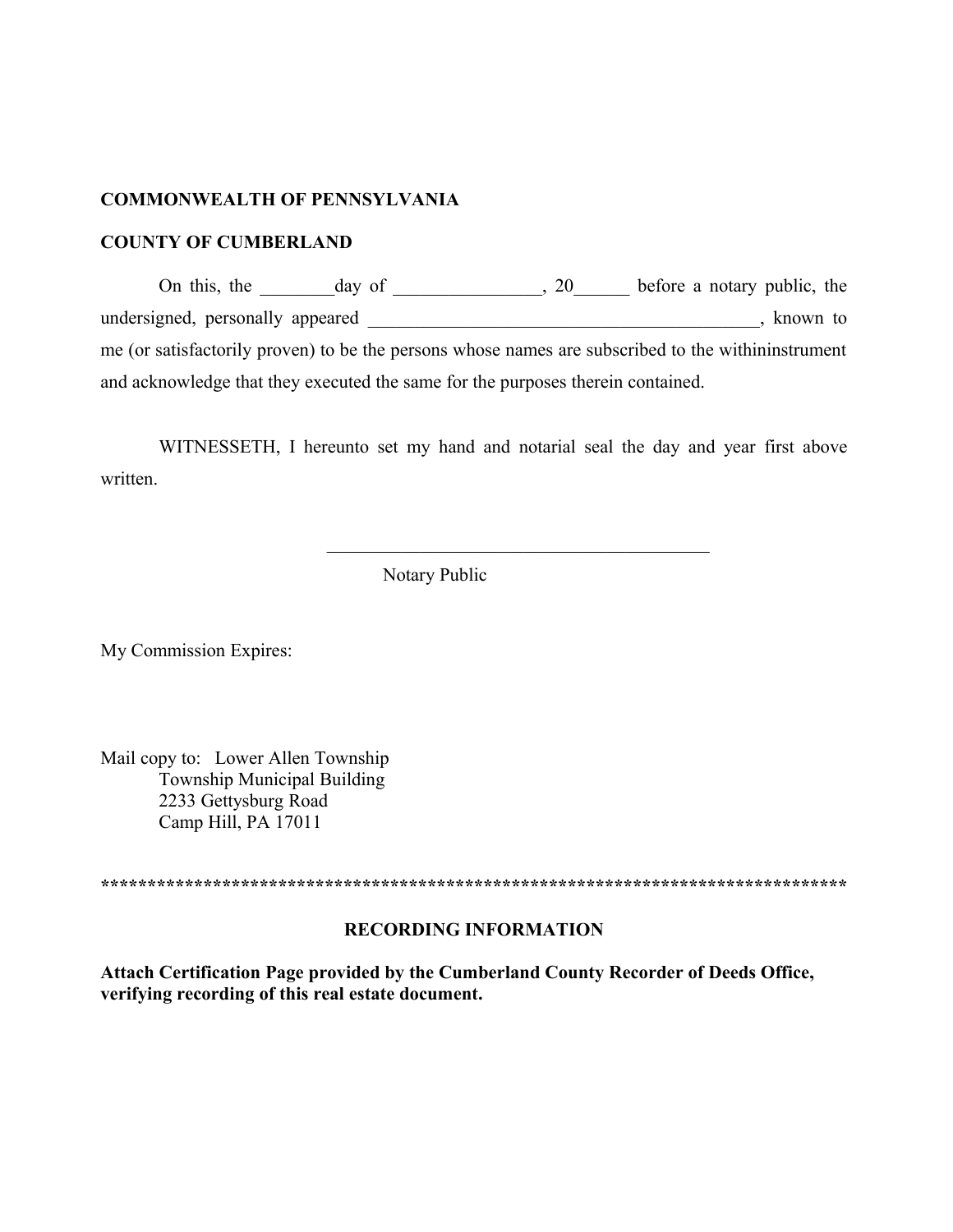**COMMONWEALTH OF PENNSYLVANIA**

**COUNTY OF CUMBERLAND**

On this, the ________day of ________________, 20______ before a notary public, the undersigned, personally appeared ___________________________________________, known to me (or satisfactorily proven) to be the persons whose names are subscribed to the withininstrument and acknowledge that they executed the same for the purposes therein contained.

WITNESSETH, I hereunto set my hand and notarial seal the day and year first above written.

__________________________________________

Notary Public

My Commission Expires:

Mail copy to: Lower Allen Township
Township Municipal Building
2233 Gettysburg Road
Camp Hill, PA 17011

**********************************************************************************

**RECORDING INFORMATION**

**Attach Certification Page provided by the Cumberland County Recorder of Deeds Office, verifying recording of this real estate document.**